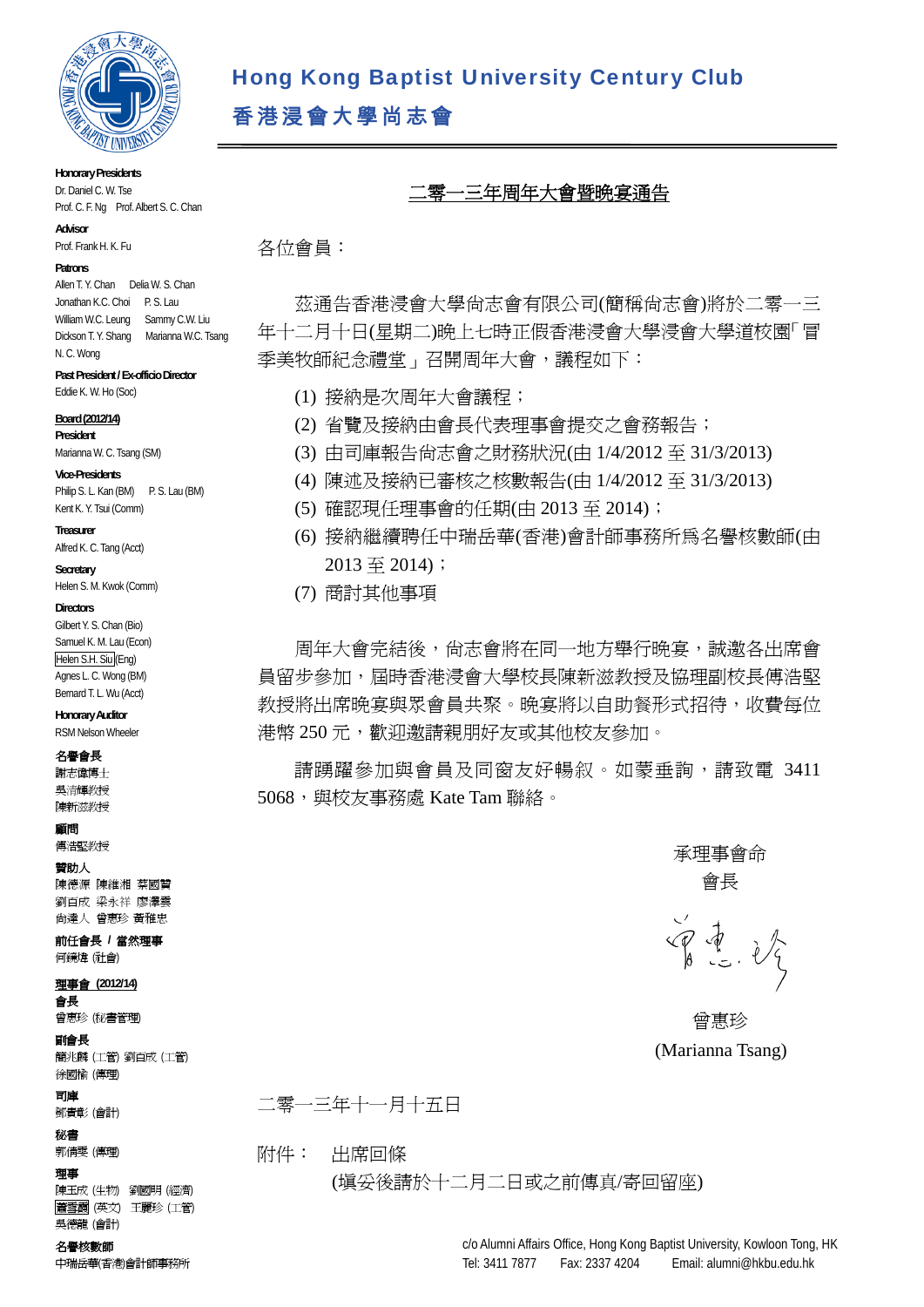# Hong Kong Baptist University Century Club

# 香港浸會大學尚志會

**Honorary Presidents**
Dr. Daniel C. W. Tse
Prof. C. F. Ng Prof. Albert S. C. Chan

**Advisor**
Prof. Frank H. K. Fu

**Patrons**
Allen T. Y. Chan Delia W. S. Chan
Jonathan K.C. Choi P. S. Lau
William W.C. Leung Sammy C.W. Liu
Dickson T. Y. Shang Marianna W.C. Tsang
N. C. Wong

**Past President / Ex-officio Director**
Eddie K. W. Ho (Soc)

**Board (2012/14)**
**President**
Marianna W. C. Tsang (SM)

**Vice-Presidents**
Philip S. L. Kan (BM) P. S. Lau (BM)
Kent K. Y. Tsui (Comm)

**Treasurer**
Alfred K. C. Tang (Acct)

**Secretary**
Helen S. M. Kwok (Comm)

**Directors**
Gilbert Y. S. Chan (Bio)
Samuel K. M. Lau (Econ)
Helen S.H. Siu (Eng)
Agnes L. C. Wong (BM)
Bernard T. L. Wu (Acct)

**Honorary Auditor**
RSM Nelson Wheeler

**名譽會長**
謝志偉博士
吳清輝教授
陳新滋教授

**顧問**
傅浩堅教授

**贊助人**
陳德源 陳維湘 蔡國贊
劉百成 梁永祥 廖澤雲
尚達人 曾惠珍 黃雅忠

**前任會長 / 當然理事**
何錦煒 (社會)

**理事會 (2012/14)**
**會長**
曾惠珍 (秘書管理)

**副會長**
簡兆麟 (工管) 劉百成 (工管)
徐國楠 (傳理)

**司庫**
鄧廣彰 (會計)

**秘書**
郭倩雯 (傳理)

**理事**
陳玉成 (生物) 劉國明 (經濟)
蕭雪霞 (英文) 王麗珍 (工管)
吳德龍 (會計)

**名譽核數師**
中瑞岳華(香港)會計師事務所

## 二零一三年周年大會暨晚宴通告

各位會員：

茲通告香港浸會大學尚志會有限公司(簡稱尚志會)將於二零一三年十二月十日(星期二)晚上七時正假香港浸會大學浸會大學道校園「冒季美牧師紀念禮堂」召開周年大會，議程如下：

(1) 接納是次周年大會議程；
(2) 省覽及接納由會長代表理事會提交之會務報告；
(3) 由司庫報告尚志會之財務狀況(由 1/4/2012 至 31/3/2013)
(4) 陳述及接納已審核之核數報告(由 1/4/2012 至 31/3/2013)
(5) 確認現任理事會的任期(由 2013 至 2014)；
(6) 接納繼續聘任中瑞岳華(香港)會計師事務所爲名譽核數師(由 2013 至 2014)；
(7) 商討其他事項

周年大會完結後，尚志會將在同一地方舉行晚宴，誠邀各出席會員留步參加，屆時香港浸會大學校長陳新滋教授及協理副校長傅浩堅教授將出席晚宴與眾會員共聚。晚宴將以自助餐形式招待，收費每位港幣 250 元，歡迎邀請親朋好友或其他校友參加。

請踴躍參加與會員及同窗友好暢敘。如蒙垂詢，請致電 3411 5068，與校友事務處 Kate Tam 聯絡。

承理事會命
會長

曾惠珍
(Marianna Tsang)

二零一三年十一月十五日

附件： 出席回條
(填妥後請於十二月二日或之前傳真/寄回留座)

c/o Alumni Affairs Office, Hong Kong Baptist University, Kowloon Tong, HK
Tel: 3411 7877 Fax: 2337 4204 Email: alumni@hkbu.edu.hk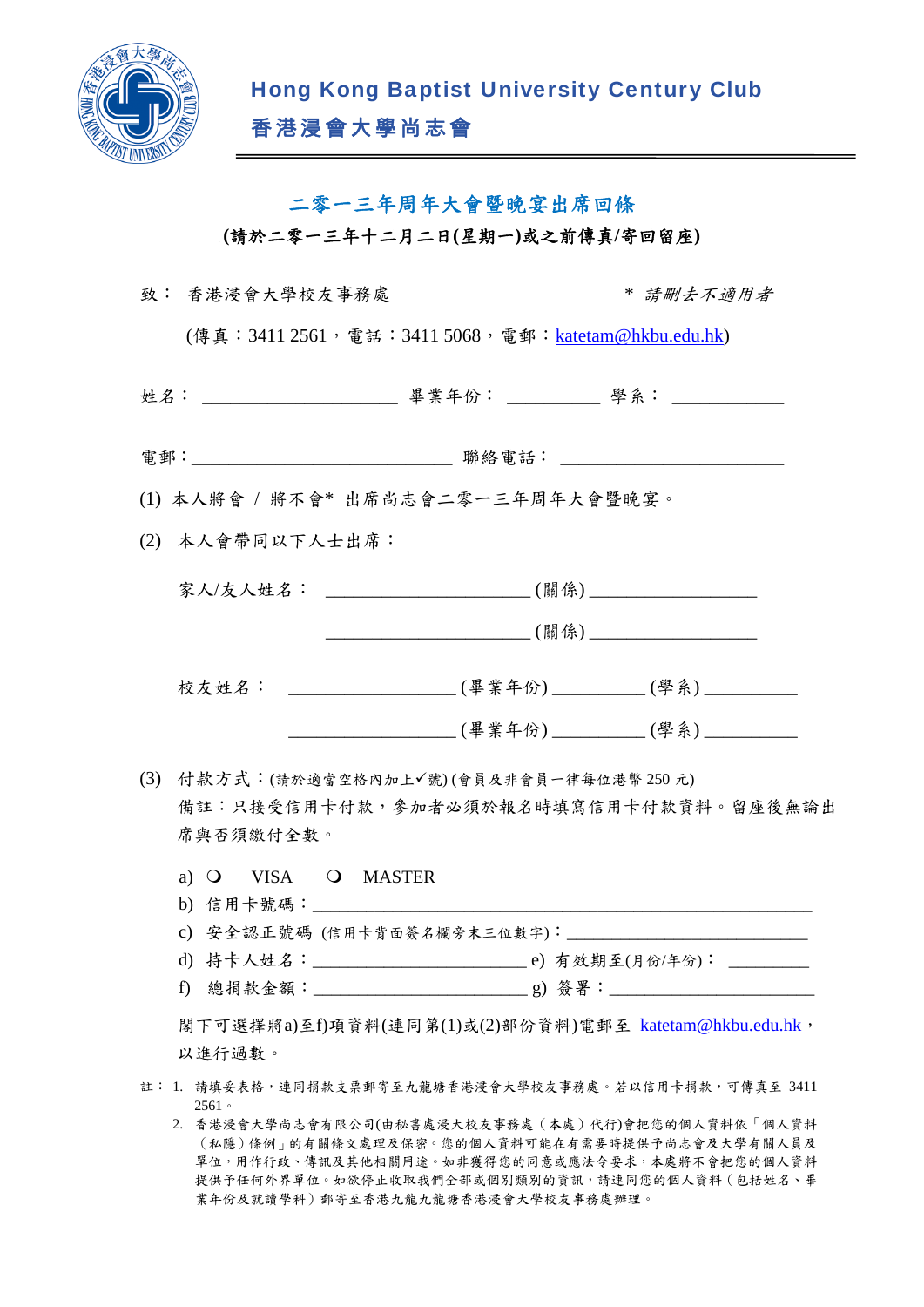**Hong Kong Baptist University Century Club**

**香港浸會大學尚志會**

## 二零一三年周年大會暨晚宴出席回條

**(請於二零一三年十二月二日(星期一)或之前傳真/寄回留座)**

致： 香港浸會大學校友事務處　　　　　　　　　　*　*請刪去不適用者*

(傳真：3411 2561，電話：3411 5068，電郵：katetam@hkbu.edu.hk)

姓名： ____________________ 畢業年份： _________ 學系： ___________

電郵：___________________________ 聯絡電話： _______________________

(1) 本人將會 / 將不會* 出席尚志會二零一三年周年大會暨晚宴。

(2) 本人會帶同以下人士出席：

家人/友人姓名： _____________________(關係)_________________

_____________________(關係)_________________

校友姓名： _________________(畢業年份)_________(學系)_________

_________________(畢業年份)_________(學系)_________

(3) 付款方式：(請於適當空格內加上✓號) (會員及非會員一律每位港幣 250 元)

備註：只接受信用卡付款，參加者必須於報名時填寫信用卡付款資料。留座後無論出席與否須繳付全數。

a) ❍ VISA ❍ MASTER

b) 信用卡號碼：____________________________________________________

c) 安全認正號碼 (信用卡背面簽名欄旁末三位數字)：_________________________

d) 持卡人姓名：______________________ e) 有效期至(月份/年份)： ________

f) 總捐款金額：______________________ g) 簽署：_____________________

閣下可選擇將a)至f)項資料(連同第(1)或(2)部份資料)電郵至 katetam@hkbu.edu.hk，以進行過數。

註： 1. 請填妥表格，連同捐款支票郵寄至九龍塘香港浸會大學校友事務處。若以信用卡捐款，可傳真至 3411 2561。

2. 香港浸會大學尚志會有限公司(由秘書處浸大校友事務處（本處）代行)會把您的個人資料依「個人資料（私隱）條例」的有關條文處理及保密。您的個人資料可能在有需要時提供予尚志會及大學有關人員及單位，用作行政、傳訊及其他相關用途。如非獲得您的同意或應法令要求，本處將不會把您的個人資料提供予任何外界單位。如欲停止收取我們全部或個別類別的資訊，請連同您的個人資料（包括姓名、畢業年份及就讀學科）郵寄至香港九龍九龍塘香港浸會大學校友事務處辦理。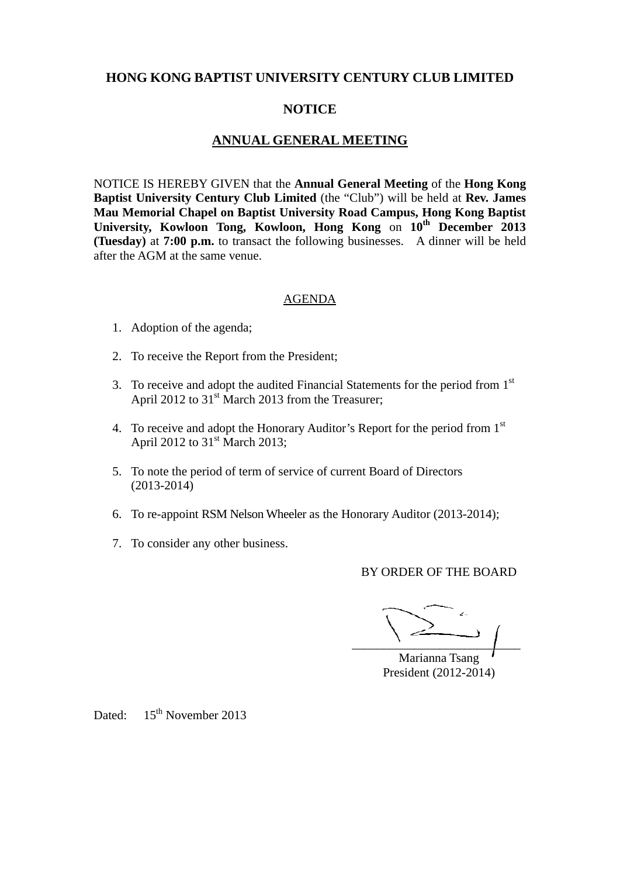# HONG KONG BAPTIST UNIVERSITY CENTURY CLUB LIMITED

## NOTICE

## ANNUAL GENERAL MEETING

NOTICE IS HEREBY GIVEN that the **Annual General Meeting** of the **Hong Kong Baptist University Century Club Limited** (the "Club") will be held at **Rev. James Mau Memorial Chapel on Baptist University Road Campus, Hong Kong Baptist University, Kowloon Tong, Kowloon, Hong Kong** on **10th December 2013 (Tuesday)** at **7:00 p.m.** to transact the following businesses. A dinner will be held after the AGM at the same venue.

AGENDA

1. Adoption of the agenda;
2. To receive the Report from the President;
3. To receive and adopt the audited Financial Statements for the period from 1st April 2012 to 31st March 2013 from the Treasurer;
4. To receive and adopt the Honorary Auditor's Report for the period from 1st April 2012 to 31st March 2013;
5. To note the period of term of service of current Board of Directors (2013-2014)
6. To re-appoint RSM Nelson Wheeler as the Honorary Auditor (2013-2014);
7. To consider any other business.

BY ORDER OF THE BOARD

Marianna Tsang
President (2012-2014)

Dated: 15th November 2013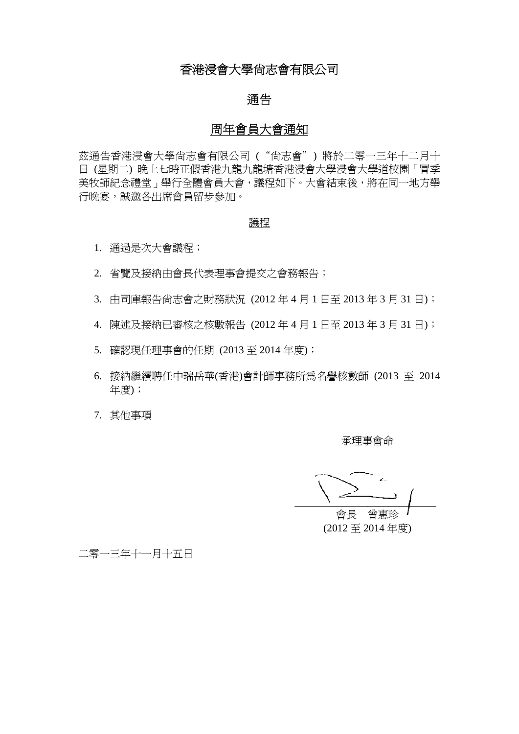# 香港浸會大學尚志會有限公司

## 通告

## 周年會員大會通知

茲通告香港浸會大學尚志會有限公司（"尚志會"）將於二零一三年十二月十日 (星期二) 晚上七時正假香港九龍九龍塘香港浸會大學浸會大學道校園「冒季美牧師紀念禮堂」舉行全體會員大會，議程如下。大會結束後，將在同一地方舉行晚宴，誠邀各出席會員留步參加。

### 議程

1. 通過是次大會議程；
2. 省覽及接納由會長代表理事會提交之會務報告；
3. 由司庫報告尚志會之財務狀況 (2012 年 4 月 1 日至 2013 年 3 月 31 日)；
4. 陳述及接納已審核之核數報告 (2012 年 4 月 1 日至 2013 年 3 月 31 日)；
5. 確認現任理事會的任期 (2013 至 2014 年度)；
6. 接納繼續聘任中瑞岳華(香港)會計師事務所爲名譽核數師 (2013 至 2014 年度)；
7. 其他事項

承理事會命

會長　曾惠珍
(2012 至 2014 年度)

二零一三年十一月十五日